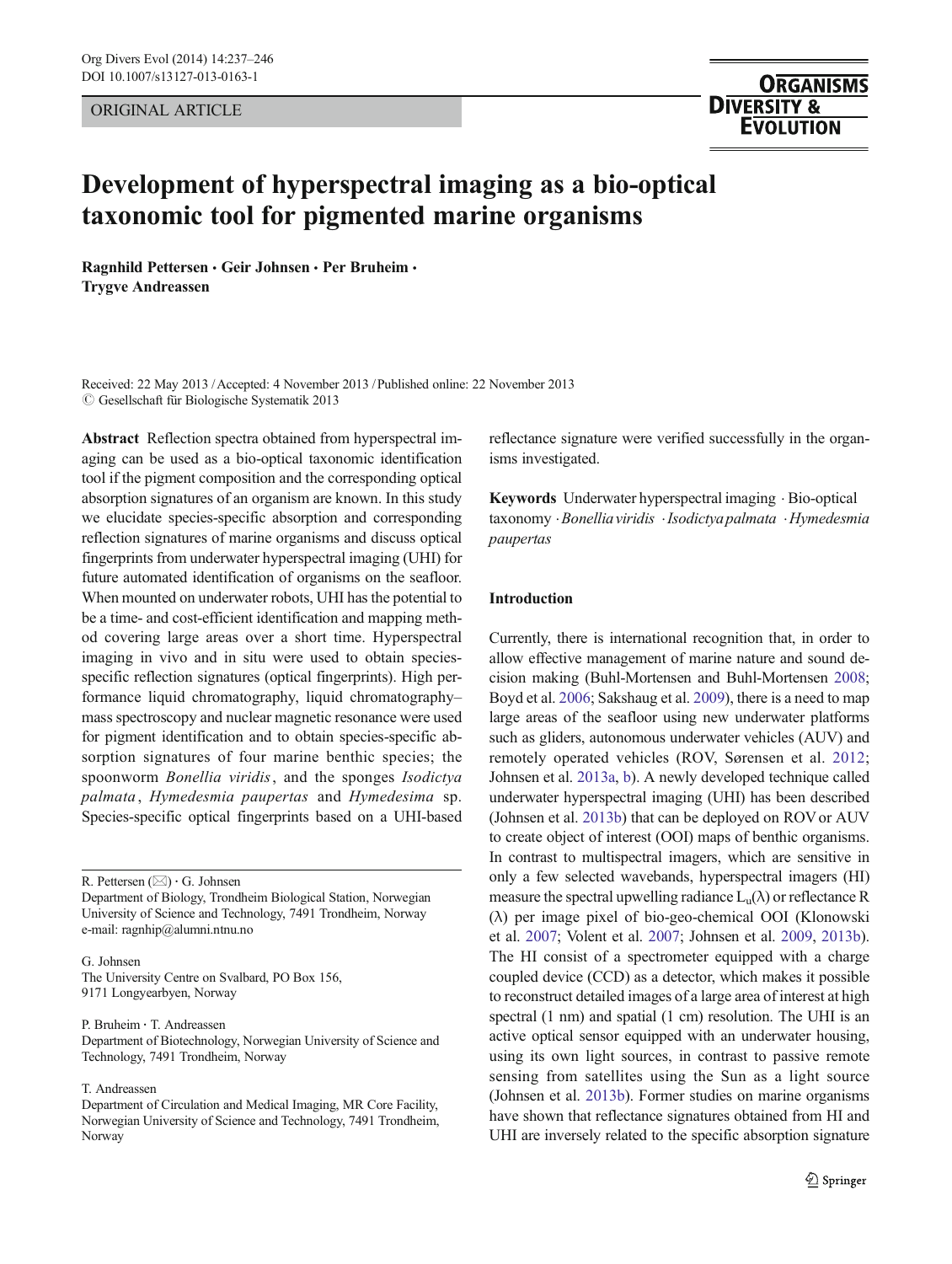ORIGINAL ARTICLE

# Development of hyperspectral imaging as a bio-optical taxonomic tool for pigmented marine organisms

**Ragnhild Pettersen · Geir Johnsen · Per Bruheim · Trygve Andreassen**

Received: 22 May 2013 / Accepted: 4 November 2013 / Published online: 22 November 2013
© Gesellschaft für Biologische Systematik 2013

**Abstract** Reflection spectra obtained from hyperspectral imaging can be used as a bio-optical taxonomic identification tool if the pigment composition and the corresponding optical absorption signatures of an organism are known. In this study we elucidate species-specific absorption and corresponding reflection signatures of marine organisms and discuss optical fingerprints from underwater hyperspectral imaging (UHI) for future automated identification of organisms on the seafloor. When mounted on underwater robots, UHI has the potential to be a time- and cost-efficient identification and mapping method covering large areas over a short time. Hyperspectral imaging in vivo and in situ were used to obtain species-specific reflection signatures (optical fingerprints). High performance liquid chromatography, liquid chromatography–mass spectroscopy and nuclear magnetic resonance were used for pigment identification and to obtain species-specific absorption signatures of four marine benthic species; the spoonworm *Bonellia viridis*, and the sponges *Isodictya palmata*, *Hymedesmia paupertas* and *Hymedesima* sp. Species-specific optical fingerprints based on a UHI-based reflectance signature were verified successfully in the organisms investigated.

**Keywords** Underwater hyperspectral imaging · Bio-optical taxonomy · *Bonellia viridis* · *Isodictya palmata* · *Hymedesmia paupertas*

R. Pettersen (✉) · G. Johnsen
Department of Biology, Trondheim Biological Station, Norwegian University of Science and Technology, 7491 Trondheim, Norway
e-mail: ragnhip@alumni.ntnu.no

G. Johnsen
The University Centre on Svalbard, PO Box 156, 9171 Longyearbyen, Norway

P. Bruheim · T. Andreassen
Department of Biotechnology, Norwegian University of Science and Technology, 7491 Trondheim, Norway

T. Andreassen
Department of Circulation and Medical Imaging, MR Core Facility, Norwegian University of Science and Technology, 7491 Trondheim, Norway

## Introduction

Currently, there is international recognition that, in order to allow effective management of marine nature and sound decision making (Buhl-Mortensen and Buhl-Mortensen 2008; Boyd et al. 2006; Sakshaug et al. 2009), there is a need to map large areas of the seafloor using new underwater platforms such as gliders, autonomous underwater vehicles (AUV) and remotely operated vehicles (ROV, Sørensen et al. 2012; Johnsen et al. 2013a, b). A newly developed technique called underwater hyperspectral imaging (UHI) has been described (Johnsen et al. 2013b) that can be deployed on ROV or AUV to create object of interest (OOI) maps of benthic organisms. In contrast to multispectral imagers, which are sensitive in only a few selected wavebands, hyperspectral imagers (HI) measure the spectral upwelling radiance $L_u(\lambda)$ or reflectance $R(\lambda)$ per image pixel of bio-geo-chemical OOI (Klonowski et al. 2007; Volent et al. 2007; Johnsen et al. 2009, 2013b). The HI consist of a spectrometer equipped with a charge coupled device (CCD) as a detector, which makes it possible to reconstruct detailed images of a large area of interest at high spectral (1 nm) and spatial (1 cm) resolution. The UHI is an active optical sensor equipped with an underwater housing, using its own light sources, in contrast to passive remote sensing from satellites using the Sun as a light source (Johnsen et al. 2013b). Former studies on marine organisms have shown that reflectance signatures obtained from HI and UHI are inversely related to the specific absorption signature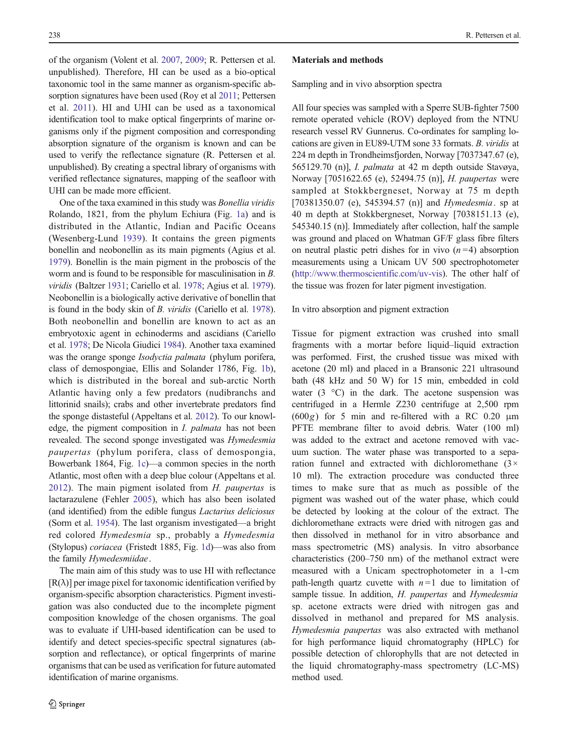of the organism (Volent et al. 2007, 2009; R. Pettersen et al. unpublished). Therefore, HI can be used as a bio-optical taxonomic tool in the same manner as organism-specific absorption signatures have been used (Roy et al 2011; Pettersen et al. 2011). HI and UHI can be used as a taxonomical identification tool to make optical fingerprints of marine organisms only if the pigment composition and corresponding absorption signature of the organism is known and can be used to verify the reflectance signature (R. Pettersen et al. unpublished). By creating a spectral library of organisms with verified reflectance signatures, mapping of the seafloor with UHI can be made more efficient.

One of the taxa examined in this study was *Bonellia viridis* Rolando, 1821, from the phylum Echiura (Fig. 1a) and is distributed in the Atlantic, Indian and Pacific Oceans (Wesenberg-Lund 1939). It contains the green pigments bonellin and neobonellin as its main pigments (Agius et al. 1979). Bonellin is the main pigment in the proboscis of the worm and is found to be responsible for masculinisation in *B. viridis* (Baltzer 1931; Cariello et al. 1978; Agius et al. 1979). Neobonellin is a biologically active derivative of bonellin that is found in the body skin of *B. viridis* (Cariello et al. 1978). Both neobonellin and bonellin are known to act as an embryotoxic agent in echinoderms and ascidians (Cariello et al. 1978; De Nicola Giudici 1984). Another taxa examined was the orange sponge *Isodyctia palmata* (phylum porifera, class of demospongiae, Ellis and Solander 1786, Fig. 1b), which is distributed in the boreal and sub-arctic North Atlantic having only a few predators (nudibranchs and littorinid snails); crabs and other invertebrate predators find the sponge distasteful (Appeltans et al. 2012). To our knowledge, the pigment composition in *I. palmata* has not been revealed. The second sponge investigated was *Hymedesmia paupertas* (phylum porifera, class of demospongia, Bowerbank 1864, Fig. 1c)—a common species in the north Atlantic, most often with a deep blue colour (Appeltans et al. 2012). The main pigment isolated from *H. paupertas* is lactarazulene (Fehler 2005), which has also been isolated (and identified) from the edible fungus *Lactarius deliciosus* (Sorm et al. 1954). The last organism investigated—a bright red colored *Hymedesmia* sp., probably a *Hymedesmia* (Stylopus) *coriacea* (Fristedt 1885, Fig. 1d)—was also from the family *Hymedesmiidae*.

The main aim of this study was to use HI with reflectance [R(λ)] per image pixel for taxonomic identification verified by organism-specific absorption characteristics. Pigment investigation was also conducted due to the incomplete pigment composition knowledge of the chosen organisms. The goal was to evaluate if UHI-based identification can be used to identify and detect species-specific spectral signatures (absorption and reflectance), or optical fingerprints of marine organisms that can be used as verification for future automated identification of marine organisms.

## Materials and methods

### Sampling and in vivo absorption spectra

All four species was sampled with a Sperre SUB-fighter 7500 remote operated vehicle (ROV) deployed from the NTNU research vessel RV Gunnerus. Co-ordinates for sampling locations are given in EU89-UTM sone 33 formats. *B. viridis* at 224 m depth in Trondheimsfjorden, Norway [7037347.67 (e), 565129.70 (n)], *I. palmata* at 42 m depth outside Stavøya, Norway [7051622.65 (e), 52494.75 (n)], *H. paupertas* were sampled at Stokkbergneset, Norway at 75 m depth [70381350.07 (e), 545394.57 (n)] and *Hymedesmia*. sp at 40 m depth at Stokkbergneset, Norway [7038151.13 (e), 545340.15 (n)]. Immediately after collection, half the sample was ground and placed on Whatman GF/F glass fibre filters on neutral plastic petri dishes for in vivo ($n=4$) absorption measurements using a Unicam UV 500 spectrophotometer (http://www.thermoscientific.com/uv-vis). The other half of the tissue was frozen for later pigment investigation.

### In vitro absorption and pigment extraction

Tissue for pigment extraction was crushed into small fragments with a mortar before liquid–liquid extraction was performed. First, the crushed tissue was mixed with acetone (20 ml) and placed in a Bransonic 221 ultrasound bath (48 kHz and 50 W) for 15 min, embedded in cold water (3 °C) in the dark. The acetone suspension was centrifuged in a Hermle Z230 centrifuge at 2,500 rpm ($600g$) for 5 min and re-filtered with a RC 0.20 μm PFTE membrane filter to avoid debris. Water (100 ml) was added to the extract and acetone removed with vacuum suction. The water phase was transported to a separation funnel and extracted with dichloromethane (3× 10 ml). The extraction procedure was conducted three times to make sure that as much as possible of the pigment was washed out of the water phase, which could be detected by looking at the colour of the extract. The dichloromethane extracts were dried with nitrogen gas and then dissolved in methanol for in vitro absorbance and mass spectrometric (MS) analysis. In vitro absorbance characteristics (200–750 nm) of the methanol extract were measured with a Unicam spectrophotometer in a 1-cm path-length quartz cuvette with $n=1$ due to limitation of sample tissue. In addition, *H. paupertas* and *Hymedesmia* sp. acetone extracts were dried with nitrogen gas and dissolved in methanol and prepared for MS analysis. *Hymedesmia paupertas* was also extracted with methanol for high performance liquid chromatography (HPLC) for possible detection of chlorophylls that are not detected in the liquid chromatography-mass spectrometry (LC-MS) method used.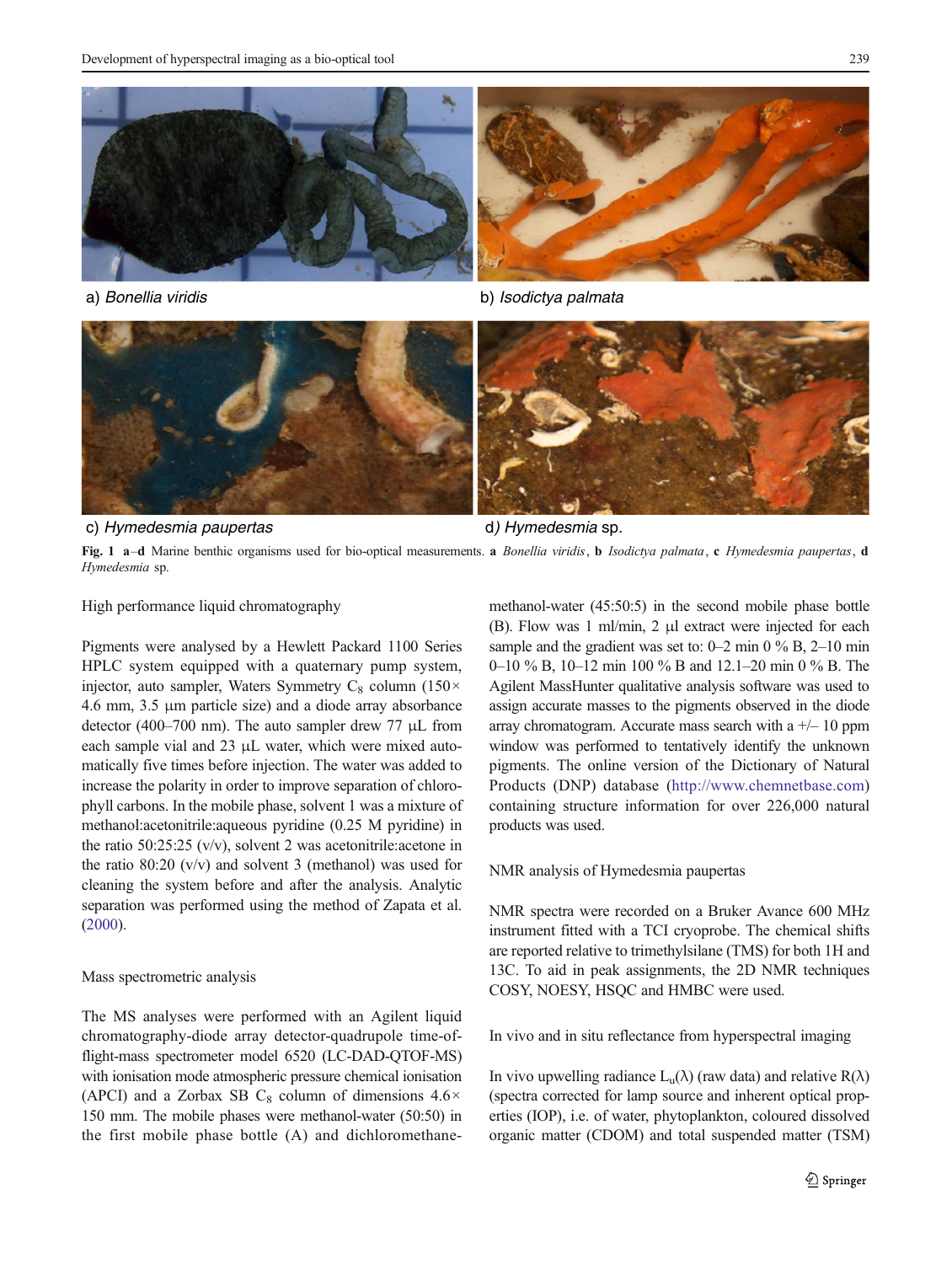a) *Bonellia viridis*

b) *Isodictya palmata*

c) *Hymedesmia paupertas*

d) *Hymedesmia* sp.

**Fig. 1** **a**–**d** Marine benthic organisms used for bio-optical measurements. **a** *Bonellia viridis*, **b** *Isodictya palmata*, **c** *Hymedesmia paupertas*, **d** *Hymedesmia* sp.

### High performance liquid chromatography

Pigments were analysed by a Hewlett Packard 1100 Series HPLC system equipped with a quaternary pump system, injector, auto sampler, Waters Symmetry $C_8$ column (150× 4.6 mm, 3.5 μm particle size) and a diode array absorbance detector (400–700 nm). The auto sampler drew 77 μL from each sample vial and 23 μL water, which were mixed automatically five times before injection. The water was added to increase the polarity in order to improve separation of chlorophyll carbons. In the mobile phase, solvent 1 was a mixture of methanol:acetonitrile:aqueous pyridine (0.25 M pyridine) in the ratio 50:25:25 (v/v), solvent 2 was acetonitrile:acetone in the ratio 80:20 (v/v) and solvent 3 (methanol) was used for cleaning the system before and after the analysis. Analytic separation was performed using the method of Zapata et al. (2000).

### Mass spectrometric analysis

The MS analyses were performed with an Agilent liquid chromatography-diode array detector-quadrupole time-of-flight-mass spectrometer model 6520 (LC-DAD-QTOF-MS) with ionisation mode atmospheric pressure chemical ionisation (APCI) and a Zorbax SB $C_8$ column of dimensions 4.6× 150 mm. The mobile phases were methanol-water (50:50) in the first mobile phase bottle (A) and dichloromethane-methanol-water (45:50:5) in the second mobile phase bottle (B). Flow was 1 ml/min, 2 μl extract were injected for each sample and the gradient was set to: 0–2 min 0 % B, 2–10 min 0–10 % B, 10–12 min 100 % B and 12.1–20 min 0 % B. The Agilent MassHunter qualitative analysis software was used to assign accurate masses to the pigments observed in the diode array chromatogram. Accurate mass search with a +/− 10 ppm window was performed to tentatively identify the unknown pigments. The online version of the Dictionary of Natural Products (DNP) database (http://www.chemnetbase.com) containing structure information for over 226,000 natural products was used.

### NMR analysis of Hymedesmia paupertas

NMR spectra were recorded on a Bruker Avance 600 MHz instrument fitted with a TCI cryoprobe. The chemical shifts are reported relative to trimethylsilane (TMS) for both 1H and 13C. To aid in peak assignments, the 2D NMR techniques COSY, NOESY, HSQC and HMBC were used.

### In vivo and in situ reflectance from hyperspectral imaging

In vivo upwelling radiance $L_u(\lambda)$ (raw data) and relative $R(\lambda)$ (spectra corrected for lamp source and inherent optical properties (IOP), i.e. of water, phytoplankton, coloured dissolved organic matter (CDOM) and total suspended matter (TSM)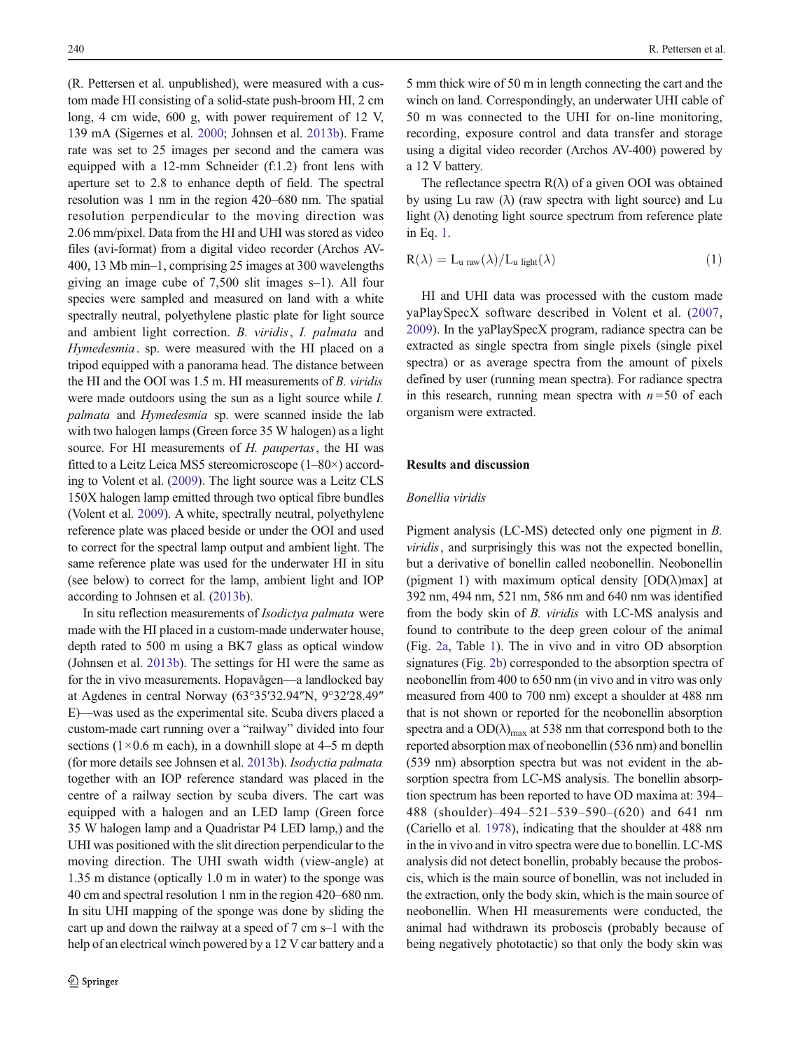(R. Pettersen et al. unpublished), were measured with a custom made HI consisting of a solid-state push-broom HI, 2 cm long, 4 cm wide, 600 g, with power requirement of 12 V, 139 mA (Sigernes et al. 2000; Johnsen et al. 2013b). Frame rate was set to 25 images per second and the camera was equipped with a 12-mm Schneider (f:1.2) front lens with aperture set to 2.8 to enhance depth of field. The spectral resolution was 1 nm in the region 420–680 nm. The spatial resolution perpendicular to the moving direction was 2.06 mm/pixel. Data from the HI and UHI was stored as video files (avi-format) from a digital video recorder (Archos AV-400, 13 Mb min–1, comprising 25 images at 300 wavelengths giving an image cube of 7,500 slit images s–1). All four species were sampled and measured on land with a white spectrally neutral, polyethylene plastic plate for light source and ambient light correction. *B. viridis*, *I. palmata* and *Hymedesmia*. sp. were measured with the HI placed on a tripod equipped with a panorama head. The distance between the HI and the OOI was 1.5 m. HI measurements of *B. viridis* were made outdoors using the sun as a light source while *I. palmata* and *Hymedesmia* sp. were scanned inside the lab with two halogen lamps (Green force 35 W halogen) as a light source. For HI measurements of *H. paupertas*, the HI was fitted to a Leitz Leica MS5 stereomicroscope (1–80×) according to Volent et al. (2009). The light source was a Leitz CLS 150X halogen lamp emitted through two optical fibre bundles (Volent et al. 2009). A white, spectrally neutral, polyethylene reference plate was placed beside or under the OOI and used to correct for the spectral lamp output and ambient light. The same reference plate was used for the underwater HI in situ (see below) to correct for the lamp, ambient light and IOP according to Johnsen et al. (2013b).

In situ reflection measurements of *Isodictya palmata* were made with the HI placed in a custom-made underwater house, depth rated to 500 m using a BK7 glass as optical window (Johnsen et al. 2013b). The settings for HI were the same as for the in vivo measurements. Hopavågen—a landlocked bay at Agdenes in central Norway (63°35′32.94″N, 9°32′28.49″E)—was used as the experimental site. Scuba divers placed a custom-made cart running over a "railway" divided into four sections (1×0.6 m each), in a downhill slope at 4–5 m depth (for more details see Johnsen et al. 2013b). *Isodyctia palmata* together with an IOP reference standard was placed in the centre of a railway section by scuba divers. The cart was equipped with a halogen and an LED lamp (Green force 35 W halogen lamp and a Quadristar P4 LED lamp,) and the UHI was positioned with the slit direction perpendicular to the moving direction. The UHI swath width (view-angle) at 1.35 m distance (optically 1.0 m in water) to the sponge was 40 cm and spectral resolution 1 nm in the region 420–680 nm. In situ UHI mapping of the sponge was done by sliding the cart up and down the railway at a speed of 7 cm s–1 with the help of an electrical winch powered by a 12 V car battery and a 5 mm thick wire of 50 m in length connecting the cart and the winch on land. Correspondingly, an underwater UHI cable of 50 m was connected to the UHI for on-line monitoring, recording, exposure control and data transfer and storage using a digital video recorder (Archos AV-400) powered by a 12 V battery.

The reflectance spectra R(λ) of a given OOI was obtained by using Lu raw (λ) (raw spectra with light source) and Lu light (λ) denoting light source spectrum from reference plate in Eq. 1.

$$R(\lambda) = L_{u\ raw}(\lambda)/L_{u\ light}(\lambda) \tag{1}$$

HI and UHI data was processed with the custom made yaPlaySpecX software described in Volent et al. (2007, 2009). In the yaPlaySpecX program, radiance spectra can be extracted as single spectra from single pixels (single pixel spectra) or as average spectra from the amount of pixels defined by user (running mean spectra). For radiance spectra in this research, running mean spectra with $n=50$ of each organism were extracted.

## Results and discussion

### *Bonellia viridis*

Pigment analysis (LC-MS) detected only one pigment in *B. viridis*, and surprisingly this was not the expected bonellin, but a derivative of bonellin called neobonellin. Neobonellin (pigment 1) with maximum optical density [OD(λ)max] at 392 nm, 494 nm, 521 nm, 586 nm and 640 nm was identified from the body skin of *B. viridis* with LC-MS analysis and found to contribute to the deep green colour of the animal (Fig. 2a, Table 1). The in vivo and in vitro OD absorption signatures (Fig. 2b) corresponded to the absorption spectra of neobonellin from 400 to 650 nm (in vivo and in vitro was only measured from 400 to 700 nm) except a shoulder at 488 nm that is not shown or reported for the neobonellin absorption spectra and a $OD(\lambda)_{max}$ at 538 nm that correspond both to the reported absorption max of neobonellin (536 nm) and bonellin (539 nm) absorption spectra but was not evident in the absorption spectra from LC-MS analysis. The bonellin absorption spectrum has been reported to have OD maxima at: 394–488 (shoulder)–494–521–539–590–(620) and 641 nm (Cariello et al. 1978), indicating that the shoulder at 488 nm in the in vivo and in vitro spectra were due to bonellin. LC-MS analysis did not detect bonellin, probably because the proboscis, which is the main source of bonellin, was not included in the extraction, only the body skin, which is the main source of neobonellin. When HI measurements were conducted, the animal had withdrawn its proboscis (probably because of being negatively phototactic) so that only the body skin was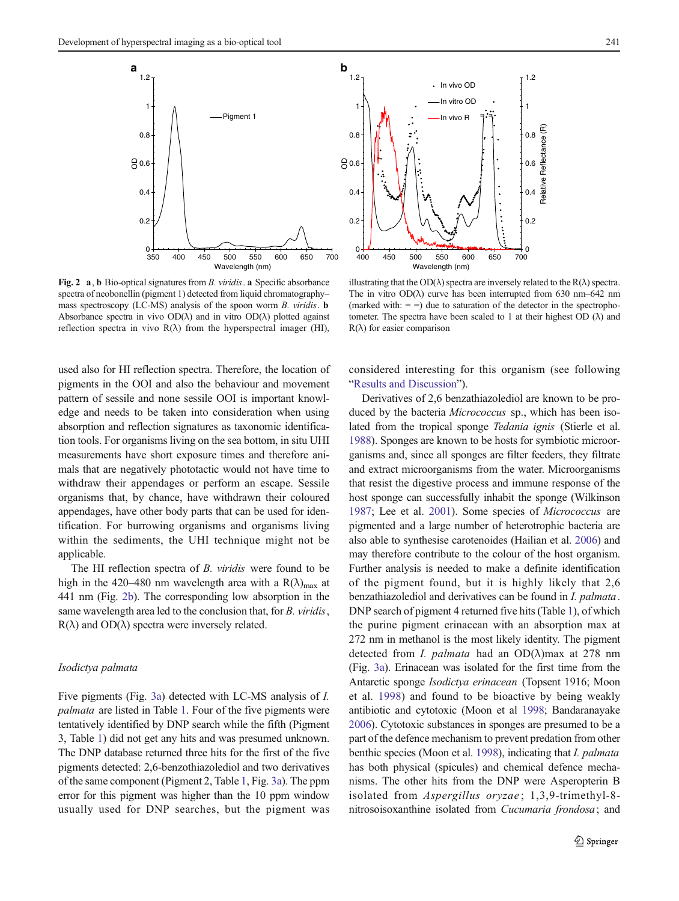**Fig. 2** **a**, **b** Bio-optical signatures from *B. viridis*. **a** Specific absorbance spectra of neobonellin (pigment 1) detected from liquid chromatography–mass spectroscopy (LC-MS) analysis of the spoon worm *B. viridis*. **b** Absorbance spectra in vivo OD(λ) and in vitro OD(λ) plotted against reflection spectra in vivo R(λ) from the hyperspectral imager (HI), illustrating that the OD(λ) spectra are inversely related to the R(λ) spectra. The in vitro OD(λ) curve has been interrupted from 630 nm–642 nm (marked with: = =) due to saturation of the detector in the spectrophotometer. The spectra have been scaled to 1 at their highest OD (λ) and R(λ) for easier comparison

used also for HI reflection spectra. Therefore, the location of pigments in the OOI and also the behaviour and movement pattern of sessile and none sessile OOI is important knowledge and needs to be taken into consideration when using absorption and reflection signatures as taxonomic identification tools. For organisms living on the sea bottom, in situ UHI measurements have short exposure times and therefore animals that are negatively phototactic would not have time to withdraw their appendages or perform an escape. Sessile organisms that, by chance, have withdrawn their coloured appendages, have other body parts that can be used for identification. For burrowing organisms and organisms living within the sediments, the UHI technique might not be applicable.

The HI reflection spectra of *B. viridis* were found to be high in the 420–480 nm wavelength area with a $R(\lambda)_{max}$ at 441 nm (Fig. 2b). The corresponding low absorption in the same wavelength area led to the conclusion that, for *B. viridis*, R(λ) and OD(λ) spectra were inversely related.

### *Isodictya palmata*

Five pigments (Fig. 3a) detected with LC-MS analysis of *I. palmata* are listed in Table 1. Four of the five pigments were tentatively identified by DNP search while the fifth (Pigment 3, Table 1) did not get any hits and was presumed unknown. The DNP database returned three hits for the first of the five pigments detected: 2,6-benzothiazolediol and two derivatives of the same component (Pigment 2, Table 1, Fig. 3a). The ppm error for this pigment was higher than the 10 ppm window usually used for DNP searches, but the pigment was considered interesting for this organism (see following "Results and Discussion").

Derivatives of 2,6 benzathiazolediol are known to be produced by the bacteria *Micrococcus* sp., which has been isolated from the tropical sponge *Tedania ignis* (Stierle et al. 1988). Sponges are known to be hosts for symbiotic microorganisms and, since all sponges are filter feeders, they filtrate and extract microorganisms from the water. Microorganisms that resist the digestive process and immune response of the host sponge can successfully inhabit the sponge (Wilkinson 1987; Lee et al. 2001). Some species of *Micrococcus* are pigmented and a large number of heterotrophic bacteria are also able to synthesise carotenoides (Hailian et al. 2006) and may therefore contribute to the colour of the host organism. Further analysis is needed to make a definite identification of the pigment found, but it is highly likely that 2,6 benzathiazolediol and derivatives can be found in *I. palmata*. DNP search of pigment 4 returned five hits (Table 1), of which the purine pigment erinacean with an absorption max at 272 nm in methanol is the most likely identity. The pigment detected from *I. palmata* had an OD(λ)max at 278 nm (Fig. 3a). Erinacean was isolated for the first time from the Antarctic sponge *Isodictya erinacean* (Topsent 1916; Moon et al. 1998) and found to be bioactive by being weakly antibiotic and cytotoxic (Moon et al 1998; Bandaranayake 2006). Cytotoxic substances in sponges are presumed to be a part of the defence mechanism to prevent predation from other benthic species (Moon et al. 1998), indicating that *I. palmata* has both physical (spicules) and chemical defence mechanisms. The other hits from the DNP were Asperopterin B isolated from *Aspergillus oryzae*; 1,3,9-trimethyl-8-nitrosoisoxanthine isolated from *Cucumaria frondosa*; and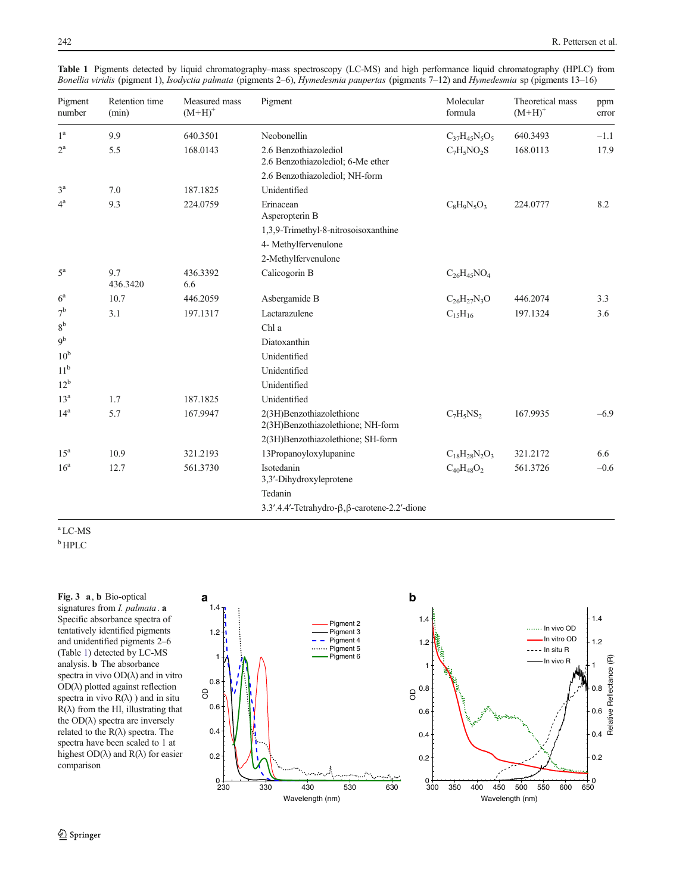**Table 1** Pigments detected by liquid chromatography–mass spectroscopy (LC-MS) and high performance liquid chromatography (HPLC) from *Bonellia viridis* (pigment 1), *Isodyctia palmata* (pigments 2–6), *Hymedesmia paupertas* (pigments 7–12) and *Hymedesmia* sp (pigments 13–16)

| Pigment number | Retention time (min) | Measured mass $(M+H)^+$ | Pigment | Molecular formula | Theoretical mass $(M+H)^+$ | ppm error |
|---|---|---|---|---|---|---|
| 1[a] | 9.9 | 640.3501 | Neobonellin | $C_{37}H_{45}N_5O_5$ | 640.3493 | –1.1 |
| 2[a] | 5.5 | 168.0143 | 2.6 Benzothiazolediol<br>2.6 Benzothiazolediol; 6-Me ether<br>2.6 Benzothiazolediol; NH-form | $C_7H_5NO_2S$ | 168.0113 | 17.9 |
| 3[a] | 7.0 | 187.1825 | Unidentified | | | |
| 4[a] | 9.3 | 224.0759 | Erinacean<br>Asperopterin B<br>1,3,9-Trimethyl-8-nitrosoisoxanthine<br>4- Methylfervenulone<br>2-Methylfervenulone | $C_8H_9N_5O_3$ | 224.0777 | 8.2 |
| 5[a] | 9.7<br>436.3420 | 436.3392<br>6.6 | Calicogorin B | $C_{26}H_{45}NO_4$ | | |
| 6[a] | 10.7 | 446.2059 | Asbergamide B | $C_{26}H_{27}N_3O$ | 446.2074 | 3.3 |
| 7[b] | 3.1 | 197.1317 | Lactarazulene | $C_{15}H_{16}$ | 197.1324 | 3.6 |
| 8[b] | | | Chl a | | | |
| 9[b] | | | Diatoxanthin | | | |
| 10[b] | | | Unidentified | | | |
| 11[b] | | | Unidentified | | | |
| 12[b] | | | Unidentified | | | |
| 13[a] | 1.7 | 187.1825 | Unidentified | | | |
| 14[a] | 5.7 | 167.9947 | 2(3H)Benzothiazolethione<br>2(3H)Benzothiazolethione; NH-form<br>2(3H)Benzothiazolethione; SH-form | $C_7H_5NS_2$ | 167.9935 | –6.9 |
| 15[a] | 10.9 | 321.2193 | 13Propanoyloxylupanine | $C_{18}H_{28}N_2O_3$ | 321.2172 | 6.6 |
| 16[a] | 12.7 | 561.3730 | Isotedanin<br>3,3′-Dihydroxyleprotene<br>Tedanin<br>3.3′.4.4′-Tetrahydro-β,β-carotene-2.2′-dione | $C_{40}H_{48}O_2$ | 561.3726 | –0.6 |

[a] LC-MS

[b] HPLC

**Fig. 3** **a**, **b** Bio-optical signatures from *I. palmata*. **a** Specific absorbance spectra of tentatively identified pigments and unidentified pigments 2–6 (Table 1) detected by LC-MS analysis. **b** The absorbance spectra in vivo OD(λ) and in vitro OD(λ) plotted against reflection spectra in vivo R(λ) ) and in situ R(λ) from the HI, illustrating that the OD(λ) spectra are inversely related to the R(λ) spectra. The spectra have been scaled to 1 at highest OD(λ) and R(λ) for easier comparison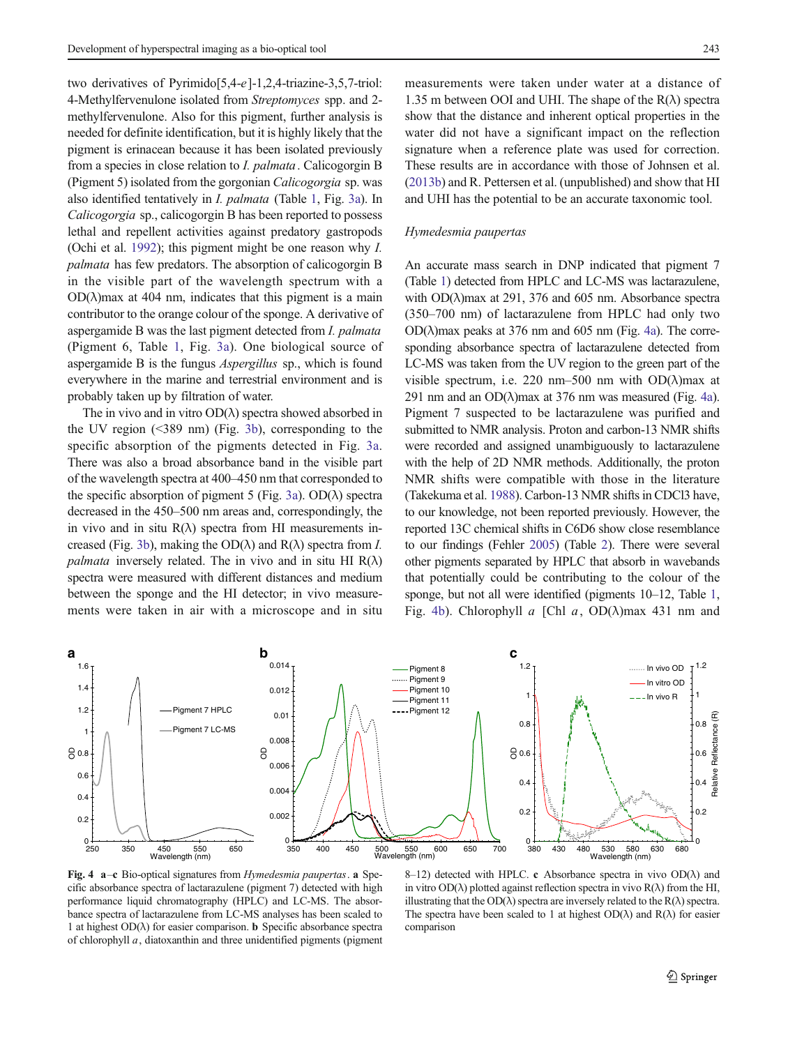two derivatives of Pyrimido[5,4-*e*]-1,2,4-triazine-3,5,7-triol: 4-Methylfervenulone isolated from *Streptomyces* spp. and 2-methylfervenulone. Also for this pigment, further analysis is needed for definite identification, but it is highly likely that the pigment is erinacean because it has been isolated previously from a species in close relation to *I. palmata*. Calicogorgin B (Pigment 5) isolated from the gorgonian *Calicogorgia* sp. was also identified tentatively in *I. palmata* (Table 1, Fig. 3a). In *Calicogorgia* sp., calicogorgin B has been reported to possess lethal and repellent activities against predatory gastropods (Ochi et al. 1992); this pigment might be one reason why *I. palmata* has few predators. The absorption of calicogorgin B in the visible part of the wavelength spectrum with a OD(λ)max at 404 nm, indicates that this pigment is a main contributor to the orange colour of the sponge. A derivative of aspergamide B was the last pigment detected from *I. palmata* (Pigment 6, Table 1, Fig. 3a). One biological source of aspergamide B is the fungus *Aspergillus* sp., which is found everywhere in the marine and terrestrial environment and is probably taken up by filtration of water.

The in vivo and in vitro OD(λ) spectra showed absorbed in the UV region (<389 nm) (Fig. 3b), corresponding to the specific absorption of the pigments detected in Fig. 3a. There was also a broad absorbance band in the visible part of the wavelength spectra at 400–450 nm that corresponded to the specific absorption of pigment 5 (Fig. 3a). OD(λ) spectra decreased in the 450–500 nm areas and, correspondingly, the in vivo and in situ R(λ) spectra from HI measurements increased (Fig. 3b), making the OD(λ) and R(λ) spectra from *I. palmata* inversely related. The in vivo and in situ HI R(λ) spectra were measured with different distances and medium between the sponge and the HI detector; in vivo measurements were taken in air with a microscope and in situ measurements were taken under water at a distance of 1.35 m between OOI and UHI. The shape of the R(λ) spectra show that the distance and inherent optical properties in the water did not have a significant impact on the reflection signature when a reference plate was used for correction. These results are in accordance with those of Johnsen et al. (2013b) and R. Pettersen et al. (unpublished) and show that HI and UHI has the potential to be an accurate taxonomic tool.

### *Hymedesmia paupertas*

An accurate mass search in DNP indicated that pigment 7 (Table 1) detected from HPLC and LC-MS was lactarazulene, with OD(λ)max at 291, 376 and 605 nm. Absorbance spectra (350–700 nm) of lactarazulene from HPLC had only two OD(λ)max peaks at 376 nm and 605 nm (Fig. 4a). The corresponding absorbance spectra of lactarazulene detected from LC-MS was taken from the UV region to the green part of the visible spectrum, i.e. 220 nm–500 nm with OD(λ)max at 291 nm and an OD(λ)max at 376 nm was measured (Fig. 4a). Pigment 7 suspected to be lactarazulene was purified and submitted to NMR analysis. Proton and carbon-13 NMR shifts were recorded and assigned unambiguously to lactarazulene with the help of 2D NMR methods. Additionally, the proton NMR shifts were compatible with those in the literature (Takekuma et al. 1988). Carbon-13 NMR shifts in CDCl3 have, to our knowledge, not been reported previously. However, the reported 13C chemical shifts in C6D6 show close resemblance to our findings (Fehler 2005) (Table 2). There were several other pigments separated by HPLC that absorb in wavebands that potentially could be contributing to the colour of the sponge, but not all were identified (pigments 10–12, Table 1, Fig. 4b). Chlorophyll *a* [Chl *a*, OD(λ)max 431 nm and

**Fig. 4** **a**–**c** Bio-optical signatures from *Hymedesmia paupertas*. **a** Specific absorbance spectra of lactarazulene (pigment 7) detected with high performance liquid chromatography (HPLC) and LC-MS. The absorbance spectra of lactarazulene from LC-MS analyses has been scaled to 1 at highest OD(λ) for easier comparison. **b** Specific absorbance spectra of chlorophyll *a*, diatoxanthin and three unidentified pigments (pigment 8–12) detected with HPLC. **c** Absorbance spectra in vivo OD(λ) and in vitro OD(λ) plotted against reflection spectra in vivo R(λ) from the HI, illustrating that the OD(λ) spectra are inversely related to the R(λ) spectra. The spectra have been scaled to 1 at highest OD(λ) and R(λ) for easier comparison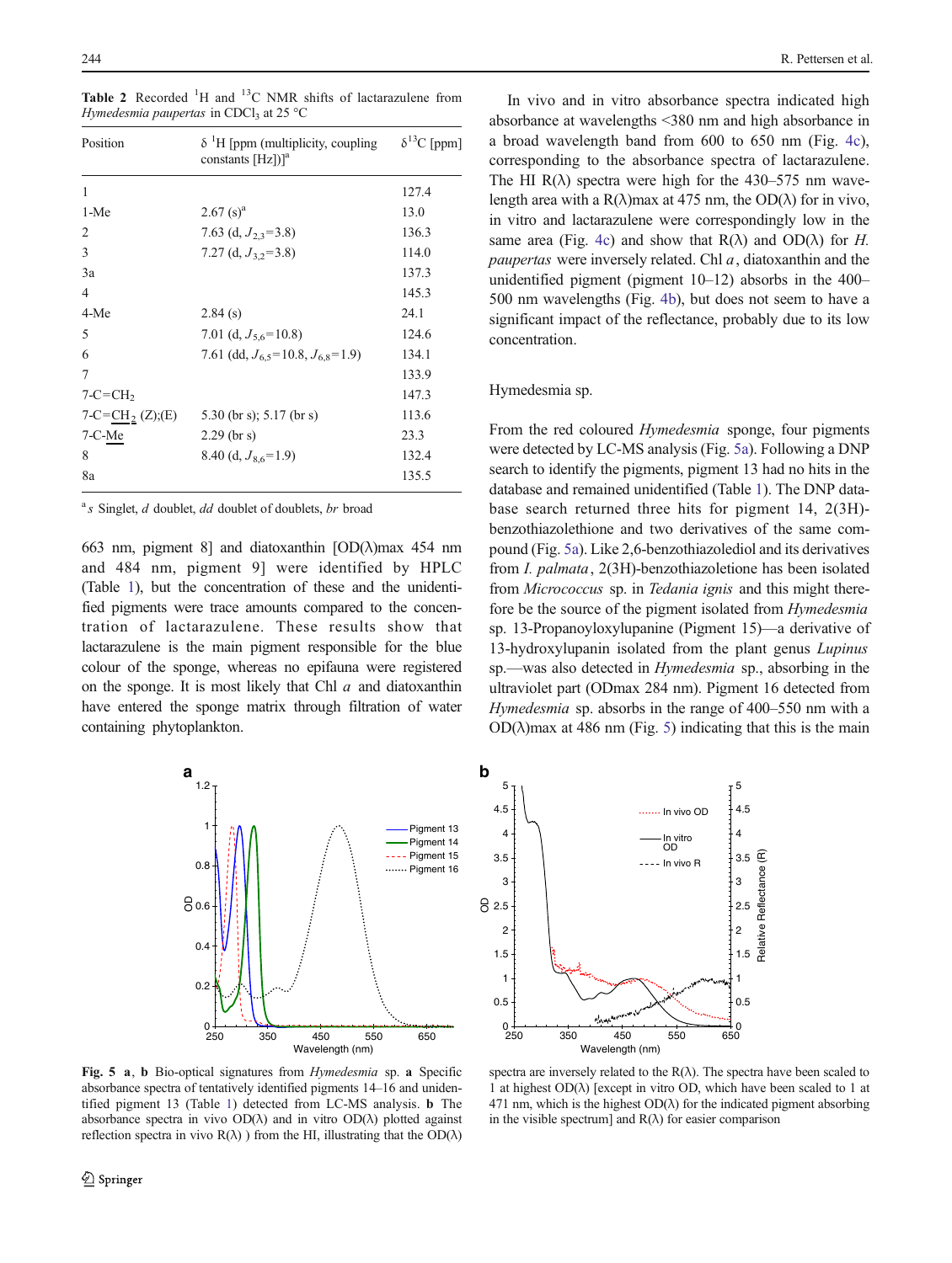**Table 2** Recorded $^{1}H$ and $^{13}C$ NMR shifts of lactarazulene from *Hymedesmia paupertas* in $CDCl_3$ at 25 °C

| Position | δ $^{1}H$ [ppm (multiplicity, coupling constants [Hz])][a] | δ$^{13}C$ [ppm] |
|---|---|---|
| 1 | | 127.4 |
| 1-Me | 2.67 (s)[a] | 13.0 |
| 2 | 7.63 (d, $J_{2,3}$=3.8) | 136.3 |
| 3 | 7.27 (d, $J_{3,2}$=3.8) | 114.0 |
| 3a | | 137.3 |
| 4 | | 145.3 |
| 4-Me | 2.84 (s) | 24.1 |
| 5 | 7.01 (d, $J_{5,6}$=10.8) | 124.6 |
| 6 | 7.61 (dd, $J_{6,5}$=10.8, $J_{6,8}$=1.9) | 134.1 |
| 7 | | 133.9 |
| 7-C=CH2 | | 147.3 |
| 7-C=<u>CH2</u> (Z);(E) | 5.30 (br s); 5.17 (br s) | 113.6 |
| 7-C-<u>Me</u> | 2.29 (br s) | 23.3 |
| 8 | 8.40 (d, $J_{8,6}$=1.9) | 132.4 |
| 8a | | 135.5 |

[a] *s* Singlet, *d* doublet, *dd* doublet of doublets, *br* broad

663 nm, pigment 8] and diatoxanthin [OD(λ)max 454 nm and 484 nm, pigment 9] were identified by HPLC (Table 1), but the concentration of these and the unidentified pigments were trace amounts compared to the concentration of lactarazulene. These results show that lactarazulene is the main pigment responsible for the blue colour of the sponge, whereas no epifauna were registered on the sponge. It is most likely that Chl *a* and diatoxanthin have entered the sponge matrix through filtration of water containing phytoplankton.

In vivo and in vitro absorbance spectra indicated high absorbance at wavelengths <380 nm and high absorbance in a broad wavelength band from 600 to 650 nm (Fig. 4c), corresponding to the absorbance spectra of lactarazulene. The HI R(λ) spectra were high for the 430–575 nm wavelength area with a R(λ)max at 475 nm, the OD(λ) for in vivo, in vitro and lactarazulene were correspondingly low in the same area (Fig. 4c) and show that R(λ) and OD(λ) for *H. paupertas* were inversely related. Chl *a*, diatoxanthin and the unidentified pigment (pigment 10–12) absorbs in the 400–500 nm wavelengths (Fig. 4b), but does not seem to have a significant impact of the reflectance, probably due to its low concentration.

## Hymedesmia sp.

From the red coloured *Hymedesmia* sponge, four pigments were detected by LC-MS analysis (Fig. 5a). Following a DNP search to identify the pigments, pigment 13 had no hits in the database and remained unidentified (Table 1). The DNP database search returned three hits for pigment 14, 2(3H)-benzothiazolethione and two derivatives of the same compound (Fig. 5a). Like 2,6-benzothiazolediol and its derivatives from *I. palmata*, 2(3H)-benzothiazoletione has been isolated from *Micrococcus* sp. in *Tedania ignis* and this might therefore be the source of the pigment isolated from *Hymedesmia* sp. 13-Propanoyloxylupanine (Pigment 15)—a derivative of 13-hydroxylupanin isolated from the plant genus *Lupinus* sp.—was also detected in *Hymedesmia* sp., absorbing in the ultraviolet part (ODmax 284 nm). Pigment 16 detected from *Hymedesmia* sp. absorbs in the range of 400–550 nm with a OD(λ)max at 486 nm (Fig. 5) indicating that this is the main

**Fig. 5 a**, **b** Bio-optical signatures from *Hymedesmia* sp. **a** Specific absorbance spectra of tentatively identified pigments 14–16 and unidentified pigment 13 (Table 1) detected from LC-MS analysis. **b** The absorbance spectra in vivo OD(λ) and in vitro OD(λ) plotted against reflection spectra in vivo R(λ) ) from the HI, illustrating that the OD(λ) spectra are inversely related to the R(λ). The spectra have been scaled to 1 at highest OD(λ) [except in vitro OD, which have been scaled to 1 at 471 nm, which is the highest OD(λ) for the indicated pigment absorbing in the visible spectrum] and R(λ) for easier comparison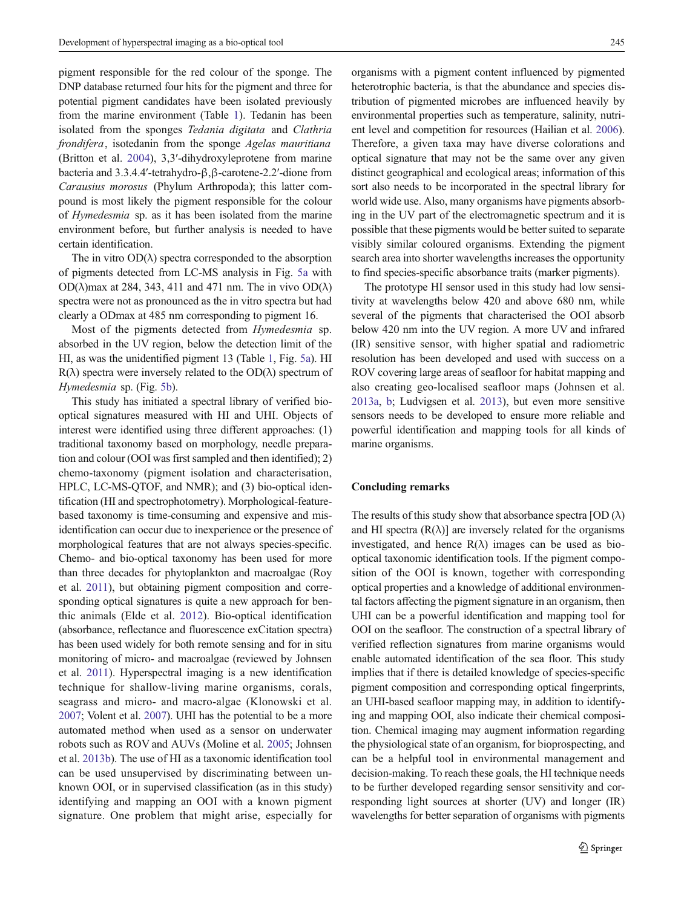pigment responsible for the red colour of the sponge. The DNP database returned four hits for the pigment and three for potential pigment candidates have been isolated previously from the marine environment (Table 1). Tedanin has been isolated from the sponges *Tedania digitata* and *Clathria frondifera*, isotedanin from the sponge *Agelas mauritiana* (Britton et al. 2004), 3,3′-dihydroxyleprotene from marine bacteria and 3.3.4.4′-tetrahydro-β,β-carotene-2.2′-dione from *Carausius morosus* (Phylum Arthropoda); this latter compound is most likely the pigment responsible for the colour of *Hymedesmia* sp. as it has been isolated from the marine environment before, but further analysis is needed to have certain identification.

The in vitro OD(λ) spectra corresponded to the absorption of pigments detected from LC-MS analysis in Fig. 5a with OD(λ)max at 284, 343, 411 and 471 nm. The in vivo OD(λ) spectra were not as pronounced as the in vitro spectra but had clearly a ODmax at 485 nm corresponding to pigment 16.

Most of the pigments detected from *Hymedesmia* sp. absorbed in the UV region, below the detection limit of the HI, as was the unidentified pigment 13 (Table 1, Fig. 5a). HI R(λ) spectra were inversely related to the OD(λ) spectrum of *Hymedesmia* sp. (Fig. 5b).

This study has initiated a spectral library of verified bio-optical signatures measured with HI and UHI. Objects of interest were identified using three different approaches: (1) traditional taxonomy based on morphology, needle preparation and colour (OOI was first sampled and then identified); 2) chemo-taxonomy (pigment isolation and characterisation, HPLC, LC-MS-QTOF, and NMR); and (3) bio-optical identification (HI and spectrophotometry). Morphological-feature-based taxonomy is time-consuming and expensive and misidentification can occur due to inexperience or the presence of morphological features that are not always species-specific. Chemo- and bio-optical taxonomy has been used for more than three decades for phytoplankton and macroalgae (Roy et al. 2011), but obtaining pigment composition and corresponding optical signatures is quite a new approach for benthic animals (Elde et al. 2012). Bio-optical identification (absorbance, reflectance and fluorescence exCitation spectra) has been used widely for both remote sensing and for in situ monitoring of micro- and macroalgae (reviewed by Johnsen et al. 2011). Hyperspectral imaging is a new identification technique for shallow-living marine organisms, corals, seagrass and micro- and macro-algae (Klonowski et al. 2007; Volent et al. 2007). UHI has the potential to be a more automated method when used as a sensor on underwater robots such as ROV and AUVs (Moline et al. 2005; Johnsen et al. 2013b). The use of HI as a taxonomic identification tool can be used unsupervised by discriminating between unknown OOI, or in supervised classification (as in this study) identifying and mapping an OOI with a known pigment signature. One problem that might arise, especially for organisms with a pigment content influenced by pigmented heterotrophic bacteria, is that the abundance and species distribution of pigmented microbes are influenced heavily by environmental properties such as temperature, salinity, nutrient level and competition for resources (Hailian et al. 2006). Therefore, a given taxa may have diverse colorations and optical signature that may not be the same over any given distinct geographical and ecological areas; information of this sort also needs to be incorporated in the spectral library for world wide use. Also, many organisms have pigments absorbing in the UV part of the electromagnetic spectrum and it is possible that these pigments would be better suited to separate visibly similar coloured organisms. Extending the pigment search area into shorter wavelengths increases the opportunity to find species-specific absorbance traits (marker pigments).

The prototype HI sensor used in this study had low sensitivity at wavelengths below 420 and above 680 nm, while several of the pigments that characterised the OOI absorb below 420 nm into the UV region. A more UV and infrared (IR) sensitive sensor, with higher spatial and radiometric resolution has been developed and used with success on a ROV covering large areas of seafloor for habitat mapping and also creating geo-localised seafloor maps (Johnsen et al. 2013a, b; Ludvigsen et al. 2013), but even more sensitive sensors needs to be developed to ensure more reliable and powerful identification and mapping tools for all kinds of marine organisms.

## Concluding remarks

The results of this study show that absorbance spectra [OD (λ) and HI spectra (R(λ)] are inversely related for the organisms investigated, and hence R(λ) images can be used as bio-optical taxonomic identification tools. If the pigment composition of the OOI is known, together with corresponding optical properties and a knowledge of additional environmental factors affecting the pigment signature in an organism, then UHI can be a powerful identification and mapping tool for OOI on the seafloor. The construction of a spectral library of verified reflection signatures from marine organisms would enable automated identification of the sea floor. This study implies that if there is detailed knowledge of species-specific pigment composition and corresponding optical fingerprints, an UHI-based seafloor mapping may, in addition to identifying and mapping OOI, also indicate their chemical composition. Chemical imaging may augment information regarding the physiological state of an organism, for bioprospecting, and can be a helpful tool in environmental management and decision-making. To reach these goals, the HI technique needs to be further developed regarding sensor sensitivity and corresponding light sources at shorter (UV) and longer (IR) wavelengths for better separation of organisms with pigments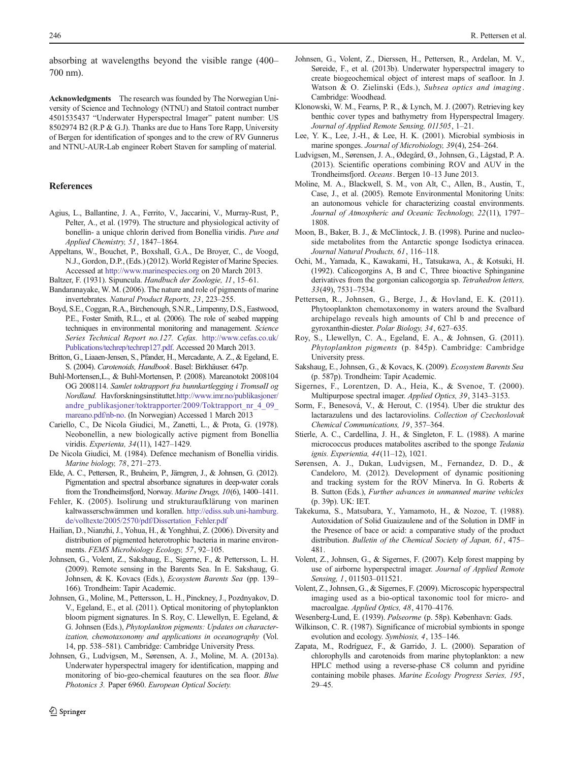absorbing at wavelengths beyond the visible range (400–700 nm).

**Acknowledgments** The research was founded by The Norwegian University of Science and Technology (NTNU) and Statoil contract number 4501535437 "Underwater Hyperspectral Imager" patent number: US 8502974 B2 (R.P & G.J). Thanks are due to Hans Tore Rapp, University of Bergen for identification of sponges and to the crew of RV Gunnerus and NTNU-AUR-Lab engineer Robert Staven for sampling of material.

## References

Agius, L., Ballantine, J. A., Ferrito, V., Jaccarini, V., Murray-Rust, P., Pelter, A., et al. (1979). The structure and physiological activity of bonellin- a unique chlorin derived from Bonellia viridis. *Pure and Applied Chemistry, 51*, 1847–1864.

Appeltans, W., Bouchet, P., Boxshall, G.A., De Broyer, C., de Voogd, N.J., Gordon, D.P., (Eds.) (2012). World Register of Marine Species. Accessed at http://www.marinespecies.org on 20 March 2013.

Baltzer, F. (1931). Sipuncula. *Handbuch der Zoologie, 11*, 15–61.

Bandaranayake, W. M. (2006). The nature and role of pigments of marine invertebrates. *Natural Product Reports, 23*, 223–255.

Boyd, S.E., Coggan, R.A., Birchenough, S.N.R., Limpenny, D.S., Eastwood, P.E., Foster Smith, R.L., et al. (2006). The role of seabed mapping techniques in environmental monitoring and management. *Science Series Technical Report no.127. Cefas.* http://www.cefas.co.uk/Publications/techrep/techrep127.pdf. Accessed 20 March 2013.

Britton, G., Liaaen-Jensen, S., Pfander, H., Mercadante, A. Z., & Egeland, E. S. (2004). *Carotenoids, Handbook*. Basel: Birkhäuser. 647p.

Buhl-Mortensen,L., & Buhl-Mortensen, P. (2008). Mareanotokt 2008104 OG 2008114. *Samlet toktrapport fra bunnkartlegging i TromsøII og Nordland.* Havforskningsinstituttet.http://www.imr.no/publikasjoner/andre_publikasjoner/toktrapporter/2009/Toktrapport_nr_4_09_mareano.pdf/nb-no. (In Norwegian) Accessed 1 March 2013

Cariello, C., De Nicola Giudici, M., Zanetti, L., & Prota, G. (1978). Neobonellin, a new biologically active pigment from Bonellia viridis. *Experienta, 34*(11), 1427–1429.

De Nicola Giudici, M. (1984). Defence mechanism of Bonellia viridis. *Marine biology, 78*, 271–273.

Elde, A. C., Pettersen, R., Bruheim, P., Järngren, J., & Johnsen, G. (2012). Pigmentation and spectral absorbance signatures in deep-water corals from the Trondheimsfjord, Norway. *Marine Drugs, 10*(6), 1400–1411.

Fehler, K. (2005). Isolirung und strukturaufklärung von marinen kaltwasserschwämmen und korallen. http://ediss.sub.uni-hamburg.de/volltexte/2005/2570/pdf/Dissertation_Fehler.pdf

Hailian, D., Nianzhi, J., Yohua, H., & Yonghhui, Z. (2006). Diversity and distribution of pigmented heterotrophic bacteria in marine environments. *FEMS Microbiology Ecology, 57*, 92–105.

Johnsen, G., Volent, Z., Sakshaug, E., Sigerne, F., & Pettersson, L. H. (2009). Remote sensing in the Barents Sea. In E. Sakshaug, G. Johnsen, & K. Kovacs (Eds.), *Ecosystem Barents Sea* (pp. 139–166). Trondheim: Tapir Academic.

Johnsen, G., Moline, M., Pettersson, L. H., Pinckney, J., Pozdnyakov, D. V., Egeland, E., et al. (2011). Optical monitoring of phytoplankton bloom pigment signatures. In S. Roy, C. Llewellyn, E. Egeland, & G. Johnsen (Eds.), *Phytoplankton pigments: Updates on characterization, chemotaxonomy and applications in oceanography* (Vol. 14, pp. 538–581). Cambridge: Cambridge University Press.

Johnsen, G., Ludvigsen, M., Sørensen, A. J., Moline, M. A. (2013a). Underwater hyperspectral imagery for identification, mapping and monitoring of bio-geo-chemical feautures on the sea floor. *Blue Photonics 3.* Paper 6960. *European Optical Society.*

Johnsen, G., Volent, Z., Dierssen, H., Pettersen, R., Ardelan, M. V., Søreide, F., et al. (2013b). Underwater hyperspectral imagery to create biogeochemical object of interest maps of seafloor. In J. Watson & O. Zielinski (Eds.), *Subsea optics and imaging*. Cambridge: Woodhead.

Klonowski, W. M., Fearns, P. R., & Lynch, M. J. (2007). Retrieving key benthic cover types and bathymetry from Hyperspectral Imagery. *Journal of Applied Remote Sensing, 011505*, 1–21.

Lee, Y. K., Lee, J.-H., & Lee, H. K. (2001). Microbial symbiosis in marine sponges. *Journal of Microbiology, 39*(4), 254–264.

Ludvigsen, M., Sørensen, J. A., Ødegård, Ø., Johnsen, G., Lågstad, P. A. (2013). Scientific operations combining ROV and AUV in the Trondheimsfjord. *Oceans*. Bergen 10–13 June 2013.

Moline, M. A., Blackwell, S. M., von Alt, C., Allen, B., Austin, T., Case, J., et al. (2005). Remote Environmental Monitoring Units: an autonomous vehicle for characterizing coastal environments. *Journal of Atmospheric and Oceanic Technology, 22*(11), 1797–1808.

Moon, B., Baker, B. J., & McClintock, J. B. (1998). Purine and nucleoside metabolites from the Antarctic sponge Isodictya erinacea. *Journal Natural Products, 61*, 116–118.

Ochi, M., Yamada, K., Kawakami, H., Tatsukawa, A., & Kotsuki, H. (1992). Calicogorgins A, B and C, Three bioactive Sphinganine derivatives from the gorgonian calicogorgia sp. *Tetrahedron letters, 33*(49), 7531–7534.

Pettersen, R., Johnsen, G., Berge, J., & Hovland, E. K. (2011). Phytooplankton chemotaxonomy in waters around the Svalbard archipelago reveals high amounts of Chl b and precence of gyroxanthin-diester. *Polar Biology, 34*, 627–635.

Roy, S., Llewellyn, C. A., Egeland, E. A., & Johnsen, G. (2011). *Phytoplankton pigments* (p. 845p). Cambridge: Cambridge University press.

Sakshaug, E., Johnsen, G., & Kovacs, K. (2009). *Ecosystem Barents Sea* (p. 587p). Trondheim: Tapir Academic.

Sigernes, F., Lorentzen, D. A., Heia, K., & Svenoe, T. (2000). Multipurpose spectral imager. *Applied Optics, 39*, 3143–3153.

Sorm, F., Benesová, V., & Herout, C. (1954). Uber die struktur des lactarazulens und des lactaroviolins. *Collection of Czechoslovak Chemical Communications, 19*, 357–364.

Stierle, A. C., Cardellina, J. H., & Singleton, F. L. (1988). A marine micrococcus produces matabolites ascribed to the sponge *Tedania ignis. Experientia, 44*(11–12), 1021.

Sørensen, A. J., Dukan, Ludvigsen, M., Fernandez, D. D., & Candeloro, M. (2012). Development of dynamic positioning and tracking system for the ROV Minerva. In G. Roberts & B. Sutton (Eds.), *Further advances in unmanned marine vehicles* (p. 39p). UK: IET.

Takekuma, S., Matsubara, Y., Yamamoto, H., & Nozoe, T. (1988). Autoxidation of Solid Guaizaulene and of the Solution in DMF in the Presence of bace or acid: a comparative study of the product distribution. *Bulletin of the Chemical Society of Japan, 61*, 475–481.

Volent, Z., Johnsen, G., & Sigernes, F. (2007). Kelp forest mapping by use of airborne hyperspectral imager. *Journal of Applied Remote Sensing, 1*, 011503–011521.

Volent, Z., Johnsen, G., & Sigernes, F. (2009). Microscopic hyperspectral imaging used as a bio-optical taxonomic tool for micro- and macroalgae. *Applied Optics, 48*, 4170–4176.

Wesenberg-Lund, E. (1939). *Pølseorme* (p. 58p). København: Gads.

Wilkinson, C. R. (1987). Significance of microbial symbionts in sponge evolution and ecology. *Symbiosis, 4*, 135–146.

Zapata, M., Rodríguez, F., & Garrido, J. L. (2000). Separation of chlorophylls and carotenoids from marine phytoplankton: a new HPLC method using a reverse-phase C8 column and pyridine containing mobile phases. *Marine Ecology Progress Series, 195*, 29–45.